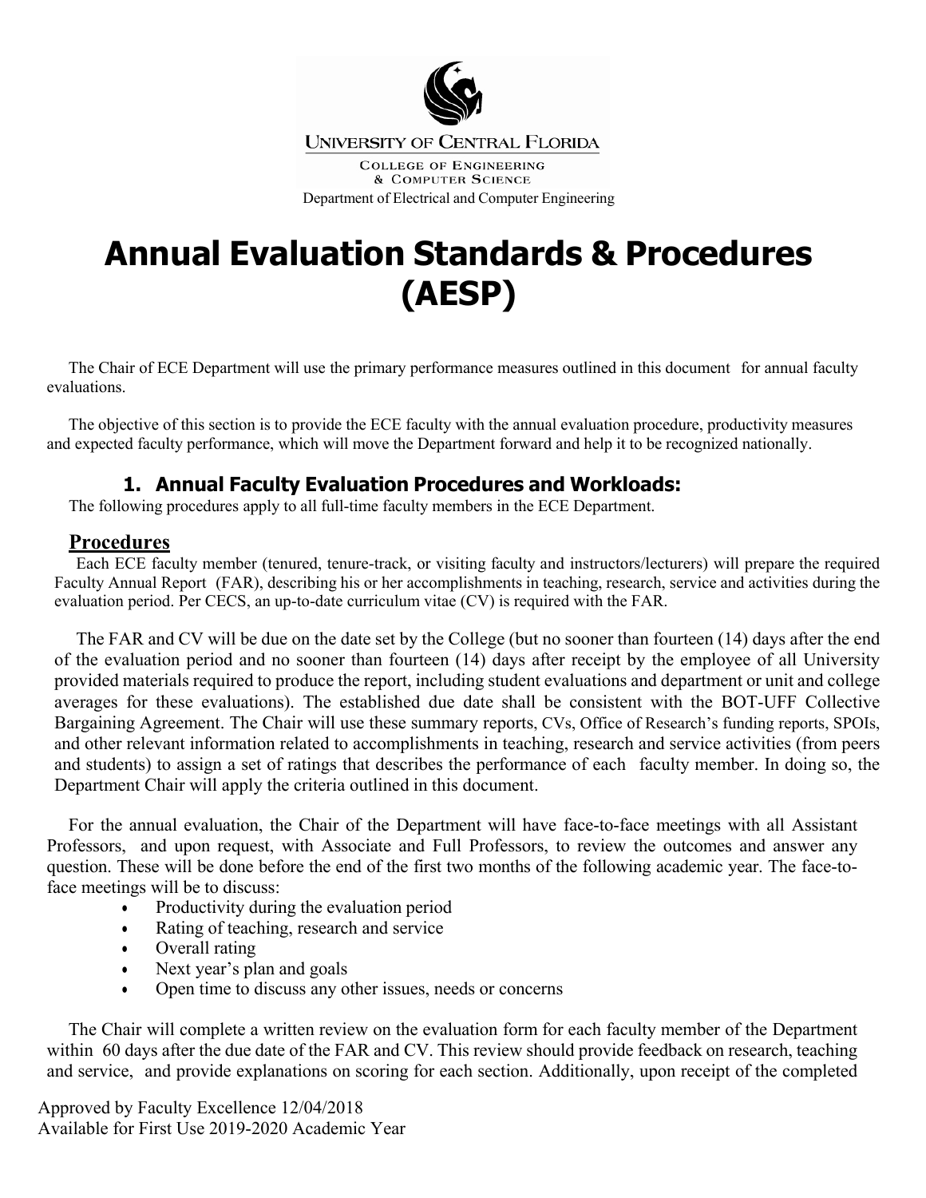UNIVERSITY OF CENTRAL FLORIDA

COLLEGE OF ENGINEERING & COMPUTER SCIENCE

Department of Electrical and Computer Engineering

# Annual Evaluation Standards & Procedures (AESP)

The Chair of ECE Department will use the primary performance measures outlined in this document for annual faculty evaluations.

The objective of this section is to provide the ECE faculty with the annual evaluation procedure, productivity measures and expected faculty performance, which will move the Department forward and help it to be recognized nationally.

## 1. Annual Faculty Evaluation Procedures and Workloads:

The following procedures apply to all full-time faculty members in the ECE Department.

### Procedures

Each ECE faculty member (tenured, tenure-track, or visiting faculty and instructors/lecturers) will prepare the required Faculty Annual Report (FAR), describing his or her accomplishments in teaching, research, service and activities during the evaluation period. Per CECS, an up-to-date curriculum vitae (CV) is required with the FAR.

The FAR and CV will be due on the date set by the College (but no sooner than fourteen (14) days after the end of the evaluation period and no sooner than fourteen (14) days after receipt by the employee of all University provided materials required to produce the report, including student evaluations and department or unit and college averages for these evaluations). The established due date shall be consistent with the BOT-UFF Collective Bargaining Agreement. The Chair will use these summary reports, CVs, Office of Research's funding reports, SPOIs, and other relevant information related to accomplishments in teaching, research and service activities (from peers and students) to assign a set of ratings that describes the performance of each faculty member. In doing so, the Department Chair will apply the criteria outlined in this document.

For the annual evaluation, the Chair of the Department will have face-to-face meetings with all Assistant Professors, and upon request, with Associate and Full Professors, to review the outcomes and answer any question. These will be done before the end of the first two months of the following academic year. The face-to-face meetings will be to discuss:

- Productivity during the evaluation period
- Rating of teaching, research and service
- Overall rating
- Next year's plan and goals
- Open time to discuss any other issues, needs or concerns

The Chair will complete a written review on the evaluation form for each faculty member of the Department within 60 days after the due date of the FAR and CV. This review should provide feedback on research, teaching and service, and provide explanations on scoring for each section. Additionally, upon receipt of the completed

Approved by Faculty Excellence 12/04/2018
Available for First Use 2019-2020 Academic Year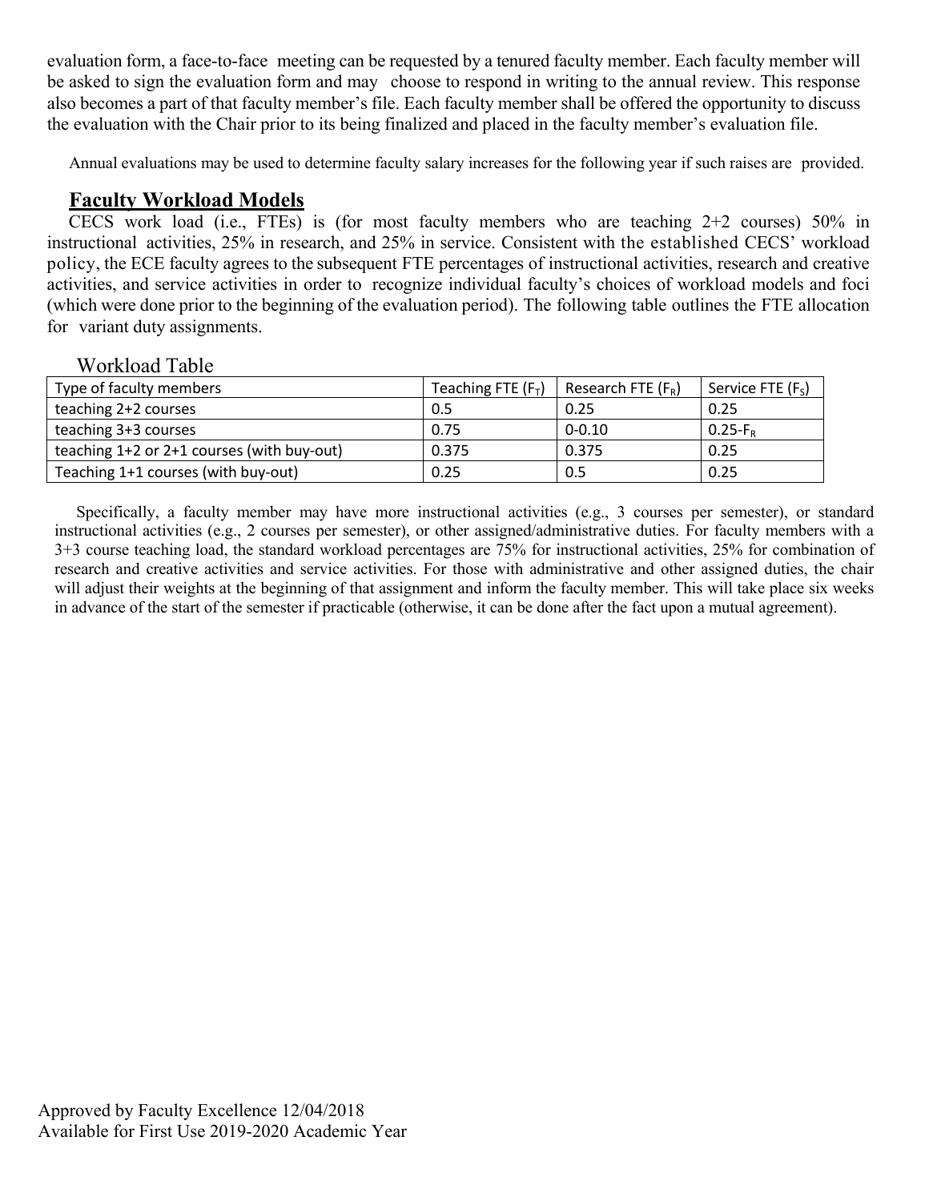evaluation form, a face-to-face meeting can be requested by a tenured faculty member. Each faculty member will be asked to sign the evaluation form and may choose to respond in writing to the annual review. This response also becomes a part of that faculty member's file. Each faculty member shall be offered the opportunity to discuss the evaluation with the Chair prior to its being finalized and placed in the faculty member's evaluation file.

Annual evaluations may be used to determine faculty salary increases for the following year if such raises are provided.

## Faculty Workload Models

CECS work load (i.e., FTEs) is (for most faculty members who are teaching 2+2 courses) 50% in instructional activities, 25% in research, and 25% in service. Consistent with the established CECS' workload policy, the ECE faculty agrees to the subsequent FTE percentages of instructional activities, research and creative activities, and service activities in order to recognize individual faculty's choices of workload models and foci (which were done prior to the beginning of the evaluation period). The following table outlines the FTE allocation for variant duty assignments.

Workload Table

| Type of faculty members | Teaching FTE ($F_T$) | Research FTE ($F_R$) | Service FTE ($F_S$) |
|---|---|---|---|
| teaching 2+2 courses | 0.5 | 0.25 | 0.25 |
| teaching 3+3 courses | 0.75 | 0-0.10 | $0.25-F_R$ |
| teaching 1+2 or 2+1 courses (with buy-out) | 0.375 | 0.375 | 0.25 |
| Teaching 1+1 courses (with buy-out) | 0.25 | 0.5 | 0.25 |

Specifically, a faculty member may have more instructional activities (e.g., 3 courses per semester), or standard instructional activities (e.g., 2 courses per semester), or other assigned/administrative duties. For faculty members with a 3+3 course teaching load, the standard workload percentages are 75% for instructional activities, 25% for combination of research and creative activities and service activities. For those with administrative and other assigned duties, the chair will adjust their weights at the beginning of that assignment and inform the faculty member. This will take place six weeks in advance of the start of the semester if practicable (otherwise, it can be done after the fact upon a mutual agreement).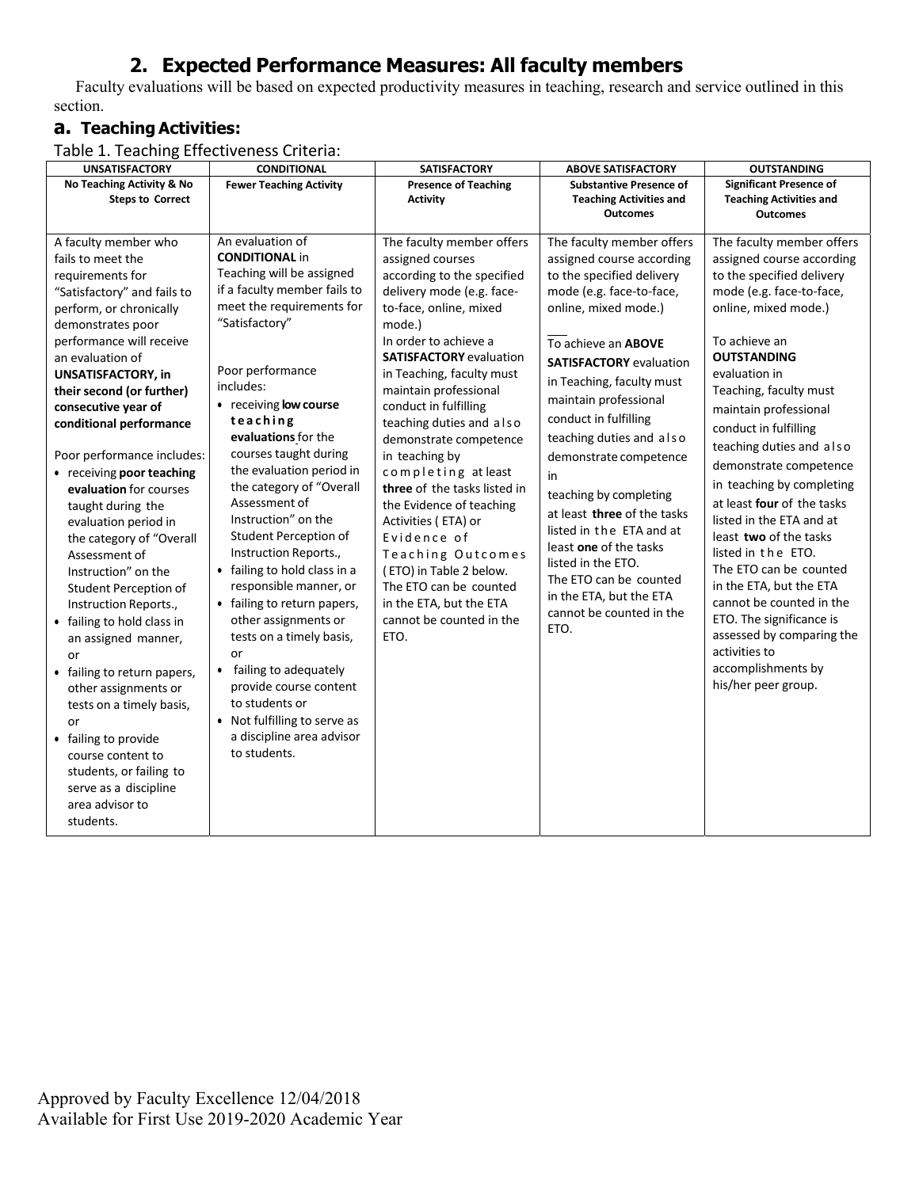## 2. Expected Performance Measures: All faculty members

Faculty evaluations will be based on expected productivity measures in teaching, research and service outlined in this section.

### a. Teaching Activities:

Table 1. Teaching Effectiveness Criteria:

| UNSATISFACTORY | CONDITIONAL | SATISFACTORY | ABOVE SATISFACTORY | OUTSTANDING |
|---|---|---|---|---|
| **No Teaching Activity & No Steps to Correct** | **Fewer Teaching Activity** | **Presence of Teaching Activity** | **Substantive Presence of Teaching Activities and Outcomes** | **Significant Presence of Teaching Activities and Outcomes** |
| A faculty member who fails to meet the requirements for "Satisfactory" and fails to perform, or chronically demonstrates poor performance will receive an evaluation of **UNSATISFACTORY, in their second (or further) consecutive year of conditional performance**<br><br>Poor performance includes:<br>• receiving **poor teaching evaluation** for courses taught during the evaluation period in the category of "Overall Assessment of Instruction" on the Student Perception of Instruction Reports.,<br>• failing to hold class in an assigned manner, or<br>• failing to return papers, other assignments or tests on a timely basis, or<br>• failing to provide course content to students, or failing to serve as a discipline area advisor to students. | An evaluation of **CONDITIONAL** in Teaching will be assigned if a faculty member fails to meet the requirements for "Satisfactory"<br><br>Poor performance includes:<br>• receiving **low course teaching evaluations** for the courses taught during the evaluation period in the category of "Overall Assessment of Instruction" on the Student Perception of Instruction Reports.,<br>• failing to hold class in a responsible manner, or<br>• failing to return papers, other assignments or tests on a timely basis, or<br>• failing to adequately provide course content to students or<br>• Not fulfilling to serve as a discipline area advisor to students. | The faculty member offers assigned courses according to the specified delivery mode (e.g. face-to-face, online, mixed mode.)<br>In order to achieve a **SATISFACTORY** evaluation in Teaching, faculty must maintain professional conduct in fulfilling teaching duties and also demonstrate competence in teaching by completing at least **three** of the tasks listed in the Evidence of teaching Activities ( ETA) or Evidence of Teaching Outcomes (ETO) in Table 2 below. The ETO can be counted in the ETA, but the ETA cannot be counted in the ETO. | The faculty member offers assigned course according to the specified delivery mode (e.g. face-to-face, online, mixed mode.)<br><br>To achieve an **ABOVE SATISFACTORY** evaluation in Teaching, faculty must maintain professional conduct in fulfilling teaching duties and also demonstrate competence in teaching by completing at least **three** of the tasks listed in the ETA and at least **one** of the tasks listed in the ETO.<br>The ETO can be counted in the ETA, but the ETA cannot be counted in the ETO. | The faculty member offers assigned course according to the specified delivery mode (e.g. face-to-face, online, mixed mode.)<br><br>To achieve an **OUTSTANDING** evaluation in Teaching, faculty must maintain professional conduct in fulfilling teaching duties and also demonstrate competence in teaching by completing at least **four** of the tasks listed in the ETA and at least **two** of the tasks listed in the ETO.<br>The ETO can be counted in the ETA, but the ETA cannot be counted in the ETO. The significance is assessed by comparing the activities to accomplishments by his/her peer group. |

Approved by Faculty Excellence 12/04/2018
Available for First Use 2019-2020 Academic Year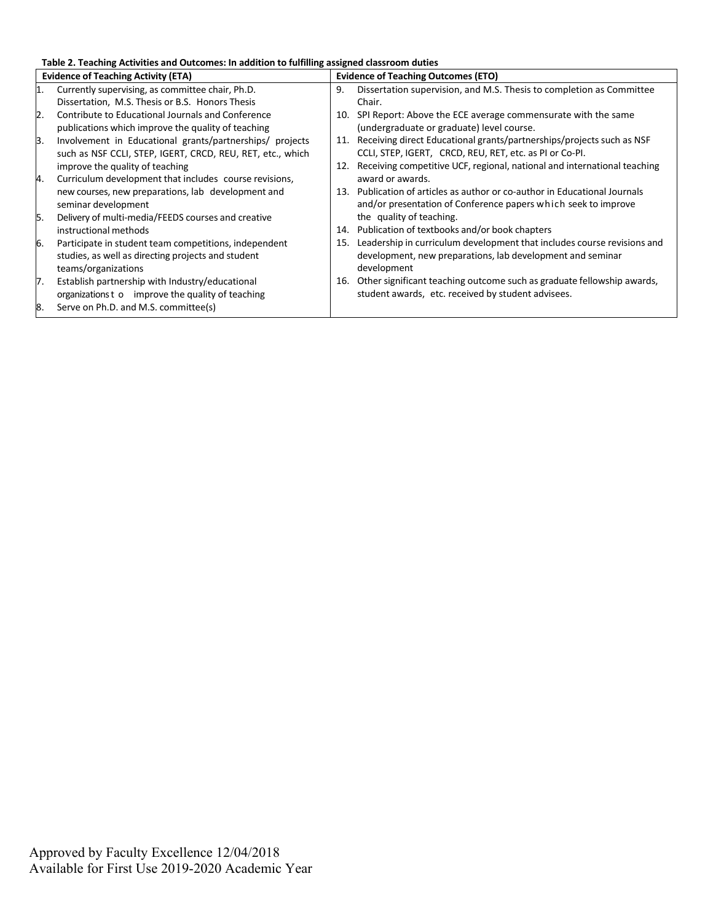**Table 2. Teaching Activities and Outcomes: In addition to fulfilling assigned classroom duties**

| Evidence of Teaching Activity (ETA) | Evidence of Teaching Outcomes (ETO) |
|---|---|
| 1. Currently supervising, as committee chair, Ph.D. Dissertation, M.S. Thesis or B.S. Honors Thesis<br>2. Contribute to Educational Journals and Conference publications which improve the quality of teaching<br>3. Involvement in Educational grants/partnerships/ projects such as NSF CCLI, STEP, IGERT, CRCD, REU, RET, etc., which improve the quality of teaching<br>4. Curriculum development that includes course revisions, new courses, new preparations, lab development and seminar development<br>5. Delivery of multi-media/FEEDS courses and creative instructional methods<br>6. Participate in student team competitions, independent studies, as well as directing projects and student teams/organizations<br>7. Establish partnership with Industry/educational organizations to improve the quality of teaching<br>8. Serve on Ph.D. and M.S. committee(s) | 9. Dissertation supervision, and M.S. Thesis to completion as Committee Chair.<br>10. SPI Report: Above the ECE average commensurate with the same (undergraduate or graduate) level course.<br>11. Receiving direct Educational grants/partnerships/projects such as NSF CCLI, STEP, IGERT, CRCD, REU, RET, etc. as PI or Co-PI.<br>12. Receiving competitive UCF, regional, national and international teaching award or awards.<br>13. Publication of articles as author or co-author in Educational Journals and/or presentation of Conference papers which seek to improve the quality of teaching.<br>14. Publication of textbooks and/or book chapters<br>15. Leadership in curriculum development that includes course revisions and development, new preparations, lab development and seminar development<br>16. Other significant teaching outcome such as graduate fellowship awards, student awards, etc. received by student advisees. |

Approved by Faculty Excellence 12/04/2018
Available for First Use 2019-2020 Academic Year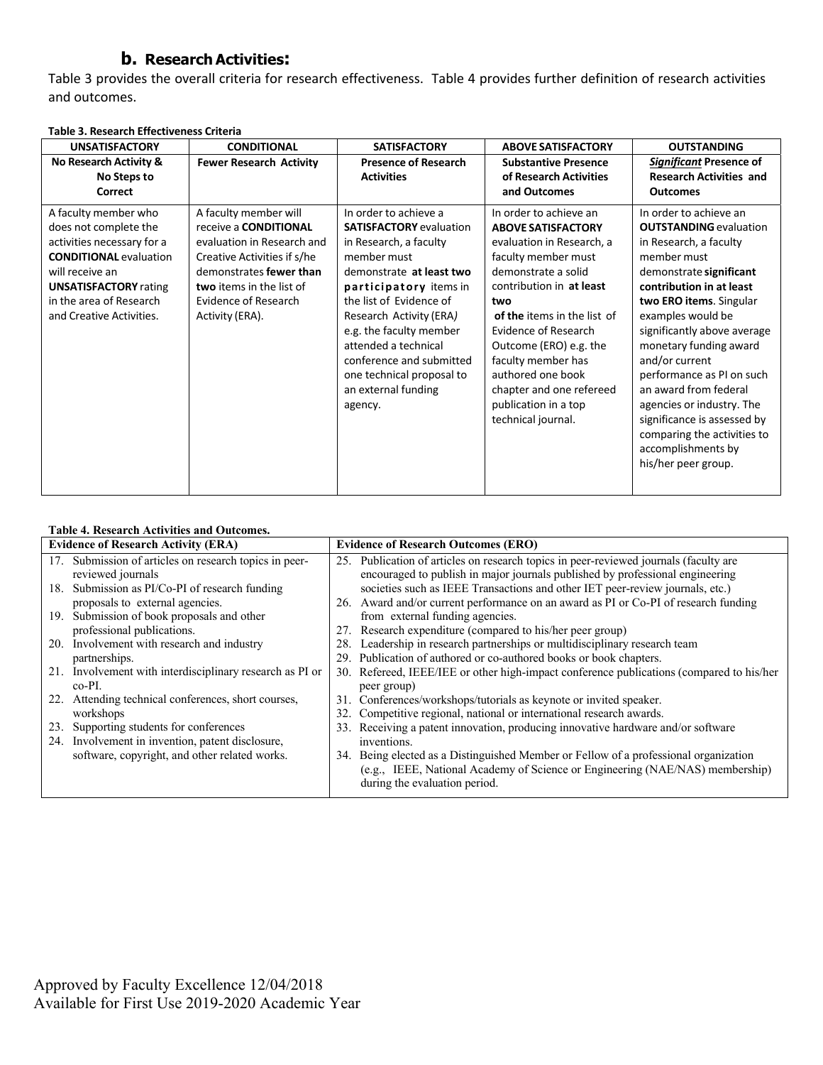### b. Research Activities:

Table 3 provides the overall criteria for research effectiveness. Table 4 provides further definition of research activities and outcomes.

**Table 3. Research Effectiveness Criteria**

| UNSATISFACTORY | CONDITIONAL | SATISFACTORY | ABOVE SATISFACTORY | OUTSTANDING |
|---|---|---|---|---|
| **No Research Activity & No Steps to Correct** | **Fewer Research Activity** | **Presence of Research Activities** | **Substantive Presence of Research Activities and Outcomes** | ***Significant* Presence of Research Activities and Outcomes** |
| A faculty member who does not complete the activities necessary for a **CONDITIONAL** evaluation will receive an **UNSATISFACTORY** rating in the area of Research and Creative Activities. | A faculty member will receive a **CONDITIONAL** evaluation in Research and Creative Activities if s/he demonstrates **fewer than two** items in the list of Evidence of Research Activity (ERA). | In order to achieve a **SATISFACTORY** evaluation in Research, a faculty member must demonstrate **at least two participatory** items in the list of Evidence of Research Activity (ERA) e.g. the faculty member attended a technical conference and submitted one technical proposal to an external funding agency. | In order to achieve an **ABOVE SATISFACTORY** evaluation in Research, a faculty member must demonstrate a solid contribution in **at least two of the** items in the list of Evidence of Research Outcome (ERO) e.g. the faculty member has authored one book chapter and one refereed publication in a top technical journal. | In order to achieve an **OUTSTANDING** evaluation in Research, a faculty member must demonstrate **significant contribution in at least two ERO items**. Singular examples would be significantly above average monetary funding award and/or current performance as PI on such an award from federal agencies or industry. The significance is assessed by comparing the activities to accomplishments by his/her peer group. |

**Table 4. Research Activities and Outcomes.**

| Evidence of Research Activity (ERA) | Evidence of Research Outcomes (ERO) |
|---|---|
| 17. Submission of articles on research topics in peer-reviewed journals<br>18. Submission as PI/Co-PI of research funding proposals to external agencies.<br>19. Submission of book proposals and other professional publications.<br>20. Involvement with research and industry partnerships.<br>21. Involvement with interdisciplinary research as PI or co-PI.<br>22. Attending technical conferences, short courses, workshops<br>23. Supporting students for conferences<br>24. Involvement in invention, patent disclosure, software, copyright, and other related works. | 25. Publication of articles on research topics in peer-reviewed journals (faculty are encouraged to publish in major journals published by professional engineering societies such as IEEE Transactions and other IET peer-review journals, etc.)<br>26. Award and/or current performance on an award as PI or Co-PI of research funding from external funding agencies.<br>27. Research expenditure (compared to his/her peer group)<br>28. Leadership in research partnerships or multidisciplinary research team<br>29. Publication of authored or co-authored books or book chapters.<br>30. Refereed, IEEE/IEE or other high-impact conference publications (compared to his/her peer group)<br>31. Conferences/workshops/tutorials as keynote or invited speaker.<br>32. Competitive regional, national or international research awards.<br>33. Receiving a patent innovation, producing innovative hardware and/or software inventions.<br>34. Being elected as a Distinguished Member or Fellow of a professional organization (e.g., IEEE, National Academy of Science or Engineering (NAE/NAS) membership) during the evaluation period. |

Approved by Faculty Excellence 12/04/2018
Available for First Use 2019-2020 Academic Year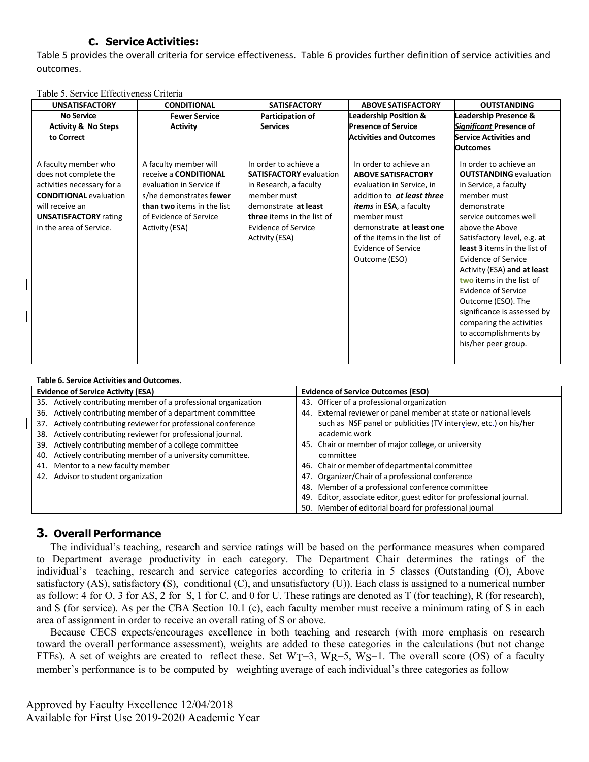### c. Service Activities:

Table 5 provides the overall criteria for service effectiveness. Table 6 provides further definition of service activities and outcomes.

Table 5. Service Effectiveness Criteria

| UNSATISFACTORY | CONDITIONAL | SATISFACTORY | ABOVE SATISFACTORY | OUTSTANDING |
|---|---|---|---|---|
| **No Service Activity & No Steps to Correct** | **Fewer Service Activity** | **Participation of Services** | **Leadership Position & Presence of Service Activities and Outcomes** | **Leadership Presence & *Significant* Presence of Service Activities and Outcomes** |
| A faculty member who does not complete the activities necessary for a **CONDITIONAL** evaluation will receive an **UNSATISFACTORY** rating in the area of Service. | A faculty member will receive a **CONDITIONAL** evaluation in Service if s/he demonstrates **fewer than two** items in the list of Evidence of Service Activity (ESA) | In order to achieve a **SATISFACTORY** evaluation in Research, a faculty member must demonstrate **at least three** items in the list of Evidence of Service Activity (ESA) | In order to achieve an **ABOVE SATISFACTORY** evaluation in Service, in addition to ***at least three items*** in **ESA**, a faculty member must demonstrate **at least one** of the items in the list of Evidence of Service Outcome (ESO) | In order to achieve an **OUTSTANDING** evaluation in Service, a faculty member must demonstrate service outcomes well above the Above Satisfactory level, e.g. **at least 3** items in the list of Evidence of Service Activity (ESA) **and at least two** items in the list of Evidence of Service Outcome (ESO). The significance is assessed by comparing the activities to accomplishments by his/her peer group. |

**Table 6. Service Activities and Outcomes.**

| Evidence of Service Activity (ESA) | Evidence of Service Outcomes (ESO) |
|---|---|
| 35. Actively contributing member of a professional organization | 43. Officer of a professional organization |
| 36. Actively contributing member of a department committee | 44. External reviewer or panel member at state or national levels such as NSF panel or publicities (TV interview, etc.) on his/her academic work |
| 37. Actively contributing reviewer for professional conference | 45. Chair or member of major college, or university committee |
| 38. Actively contributing reviewer for professional journal. | 46. Chair or member of departmental committee |
| 39. Actively contributing member of a college committee | 47. Organizer/Chair of a professional conference |
| 40. Actively contributing member of a university committee. | 48. Member of a professional conference committee |
| 41. Mentor to a new faculty member | 49. Editor, associate editor, guest editor for professional journal. |
| 42. Advisor to student organization | 50. Member of editorial board for professional journal |

## 3. Overall Performance

The individual's teaching, research and service ratings will be based on the performance measures when compared to Department average productivity in each category. The Department Chair determines the ratings of the individual's teaching, research and service categories according to criteria in 5 classes (Outstanding (O), Above satisfactory (AS), satisfactory (S), conditional (C), and unsatisfactory (U)). Each class is assigned to a numerical number as follow: 4 for O, 3 for AS, 2 for S, 1 for C, and 0 for U. These ratings are denoted as T (for teaching), R (for research), and S (for service). As per the CBA Section 10.1 (c), each faculty member must receive a minimum rating of S in each area of assignment in order to receive an overall rating of S or above.

Because CECS expects/encourages excellence in both teaching and research (with more emphasis on research toward the overall performance assessment), weights are added to these categories in the calculations (but not change FTEs). A set of weights are created to reflect these. Set $W_T=3$, $W_R=5$, $W_S=1$. The overall score (OS) of a faculty member's performance is to be computed by weighting average of each individual's three categories as follow

Approved by Faculty Excellence 12/04/2018
Available for First Use 2019-2020 Academic Year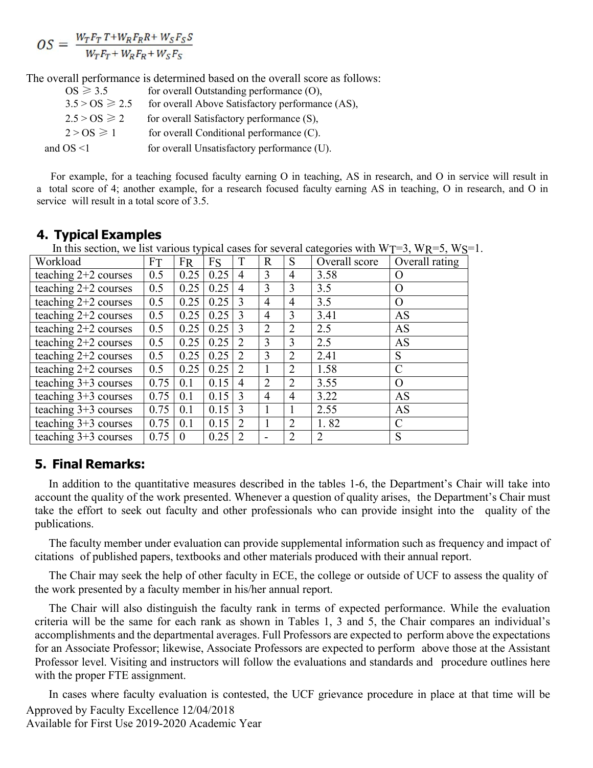$$OS = \frac{W_T F_T T + W_R F_R R + W_S F_S S}{W_T F_T + W_R F_R + W_S F_S}$$

The overall performance is determined based on the overall score as follows:

| | |
|---|---|
| OS ⩾ 3.5 | for overall Outstanding performance (O), |
| 3.5 > OS ⩾ 2.5 | for overall Above Satisfactory performance (AS), |
| 2.5 > OS ⩾ 2 | for overall Satisfactory performance (S), |
| 2 > OS ⩾ 1 | for overall Conditional performance (C). |
| and OS <1 | for overall Unsatisfactory performance (U). |

For example, for a teaching focused faculty earning O in teaching, AS in research, and O in service will result in a total score of 4; another example, for a research focused faculty earning AS in teaching, O in research, and O in service will result in a total score of 3.5.

## 4. Typical Examples

In this section, we list various typical cases for several categories with $W_T$=3, $W_R$=5, $W_S$=1.

| Workload | $F_T$ | $F_R$ | $F_S$ | T | R | S | Overall score | Overall rating |
|---|---|---|---|---|---|---|---|---|
| teaching 2+2 courses | 0.5 | 0.25 | 0.25 | 4 | 3 | 4 | 3.58 | O |
| teaching 2+2 courses | 0.5 | 0.25 | 0.25 | 4 | 3 | 3 | 3.5 | O |
| teaching 2+2 courses | 0.5 | 0.25 | 0.25 | 3 | 4 | 4 | 3.5 | O |
| teaching 2+2 courses | 0.5 | 0.25 | 0.25 | 3 | 4 | 3 | 3.41 | AS |
| teaching 2+2 courses | 0.5 | 0.25 | 0.25 | 3 | 2 | 2 | 2.5 | AS |
| teaching 2+2 courses | 0.5 | 0.25 | 0.25 | 2 | 3 | 3 | 2.5 | AS |
| teaching 2+2 courses | 0.5 | 0.25 | 0.25 | 2 | 3 | 2 | 2.41 | S |
| teaching 2+2 courses | 0.5 | 0.25 | 0.25 | 2 | 1 | 2 | 1.58 | C |
| teaching 3+3 courses | 0.75 | 0.1 | 0.15 | 4 | 2 | 2 | 3.55 | O |
| teaching 3+3 courses | 0.75 | 0.1 | 0.15 | 3 | 4 | 4 | 3.22 | AS |
| teaching 3+3 courses | 0.75 | 0.1 | 0.15 | 3 | 1 | 1 | 2.55 | AS |
| teaching 3+3 courses | 0.75 | 0.1 | 0.15 | 2 | 1 | 2 | 1. 82 | C |
| teaching 3+3 courses | 0.75 | 0 | 0.25 | 2 | - | 2 | 2 | S |

## 5. Final Remarks:

In addition to the quantitative measures described in the tables 1-6, the Department's Chair will take into account the quality of the work presented. Whenever a question of quality arises, the Department's Chair must take the effort to seek out faculty and other professionals who can provide insight into the quality of the publications.

The faculty member under evaluation can provide supplemental information such as frequency and impact of citations of published papers, textbooks and other materials produced with their annual report.

The Chair may seek the help of other faculty in ECE, the college or outside of UCF to assess the quality of the work presented by a faculty member in his/her annual report.

The Chair will also distinguish the faculty rank in terms of expected performance. While the evaluation criteria will be the same for each rank as shown in Tables 1, 3 and 5, the Chair compares an individual's accomplishments and the departmental averages. Full Professors are expected to perform above the expectations for an Associate Professor; likewise, Associate Professors are expected to perform above those at the Assistant Professor level. Visiting and instructors will follow the evaluations and standards and procedure outlines here with the proper FTE assignment.

In cases where faculty evaluation is contested, the UCF grievance procedure in place at that time will be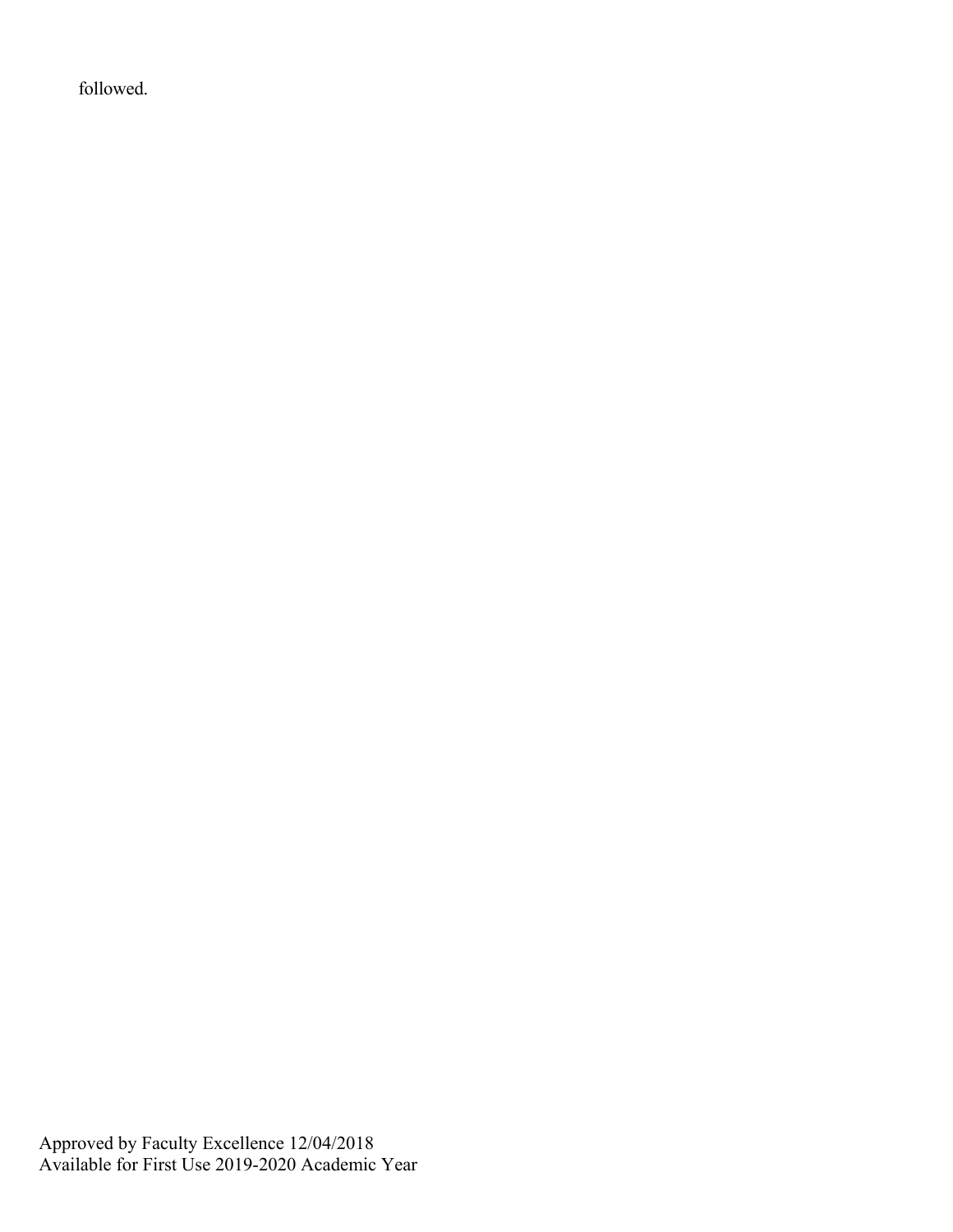followed.

Approved by Faculty Excellence 12/04/2018
Available for First Use 2019-2020 Academic Year